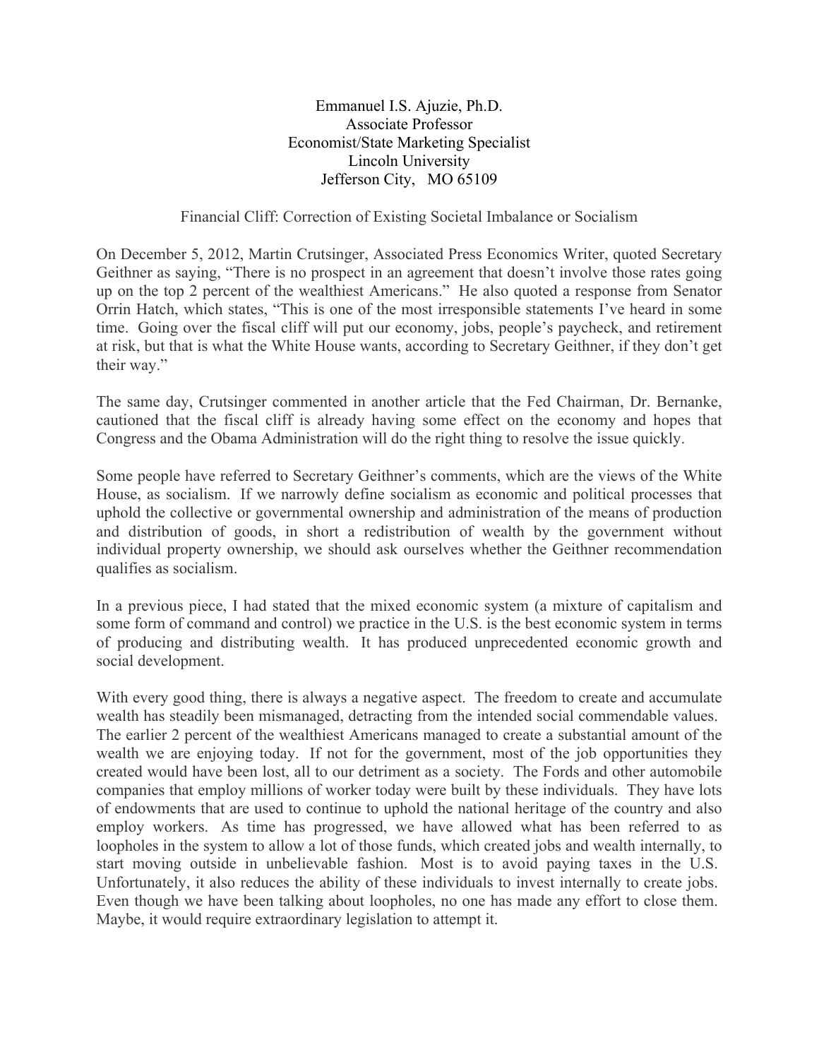Emmanuel I.S. Ajuzie, Ph.D.
Associate Professor
Economist/State Marketing Specialist
Lincoln University
Jefferson City, MO 65109

## Financial Cliff: Correction of Existing Societal Imbalance or Socialism

On December 5, 2012, Martin Crutsinger, Associated Press Economics Writer, quoted Secretary Geithner as saying, "There is no prospect in an agreement that doesn't involve those rates going up on the top 2 percent of the wealthiest Americans." He also quoted a response from Senator Orrin Hatch, which states, "This is one of the most irresponsible statements I've heard in some time. Going over the fiscal cliff will put our economy, jobs, people's paycheck, and retirement at risk, but that is what the White House wants, according to Secretary Geithner, if they don't get their way."

The same day, Crutsinger commented in another article that the Fed Chairman, Dr. Bernanke, cautioned that the fiscal cliff is already having some effect on the economy and hopes that Congress and the Obama Administration will do the right thing to resolve the issue quickly.

Some people have referred to Secretary Geithner's comments, which are the views of the White House, as socialism. If we narrowly define socialism as economic and political processes that uphold the collective or governmental ownership and administration of the means of production and distribution of goods, in short a redistribution of wealth by the government without individual property ownership, we should ask ourselves whether the Geithner recommendation qualifies as socialism.

In a previous piece, I had stated that the mixed economic system (a mixture of capitalism and some form of command and control) we practice in the U.S. is the best economic system in terms of producing and distributing wealth. It has produced unprecedented economic growth and social development.

With every good thing, there is always a negative aspect. The freedom to create and accumulate wealth has steadily been mismanaged, detracting from the intended social commendable values. The earlier 2 percent of the wealthiest Americans managed to create a substantial amount of the wealth we are enjoying today. If not for the government, most of the job opportunities they created would have been lost, all to our detriment as a society. The Fords and other automobile companies that employ millions of worker today were built by these individuals. They have lots of endowments that are used to continue to uphold the national heritage of the country and also employ workers. As time has progressed, we have allowed what has been referred to as loopholes in the system to allow a lot of those funds, which created jobs and wealth internally, to start moving outside in unbelievable fashion. Most is to avoid paying taxes in the U.S. Unfortunately, it also reduces the ability of these individuals to invest internally to create jobs. Even though we have been talking about loopholes, no one has made any effort to close them. Maybe, it would require extraordinary legislation to attempt it.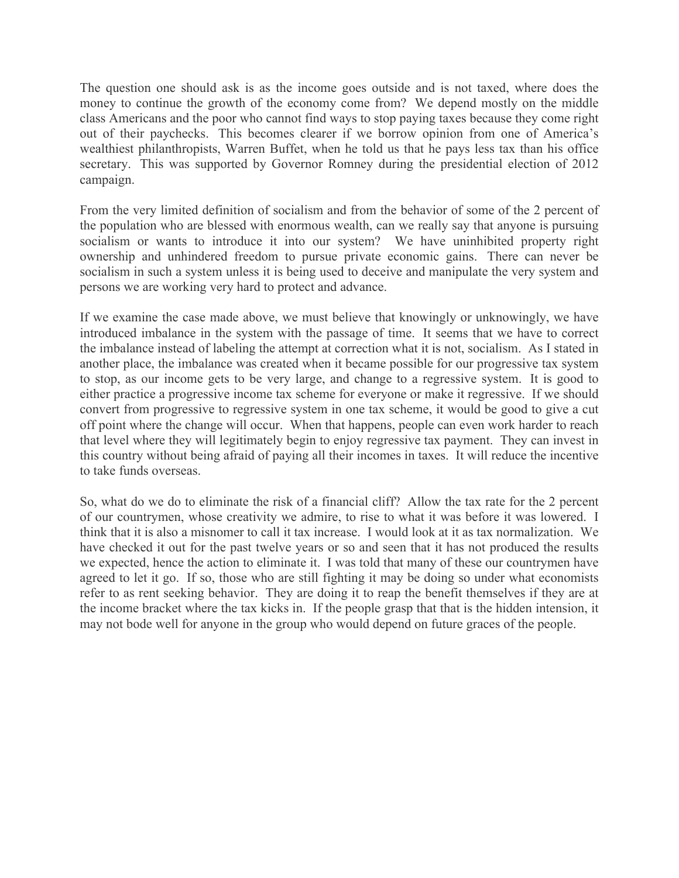The question one should ask is as the income goes outside and is not taxed, where does the money to continue the growth of the economy come from? We depend mostly on the middle class Americans and the poor who cannot find ways to stop paying taxes because they come right out of their paychecks. This becomes clearer if we borrow opinion from one of America's wealthiest philanthropists, Warren Buffet, when he told us that he pays less tax than his office secretary. This was supported by Governor Romney during the presidential election of 2012 campaign.

From the very limited definition of socialism and from the behavior of some of the 2 percent of the population who are blessed with enormous wealth, can we really say that anyone is pursuing socialism or wants to introduce it into our system? We have uninhibited property right ownership and unhindered freedom to pursue private economic gains. There can never be socialism in such a system unless it is being used to deceive and manipulate the very system and persons we are working very hard to protect and advance.

If we examine the case made above, we must believe that knowingly or unknowingly, we have introduced imbalance in the system with the passage of time. It seems that we have to correct the imbalance instead of labeling the attempt at correction what it is not, socialism. As I stated in another place, the imbalance was created when it became possible for our progressive tax system to stop, as our income gets to be very large, and change to a regressive system. It is good to either practice a progressive income tax scheme for everyone or make it regressive. If we should convert from progressive to regressive system in one tax scheme, it would be good to give a cut off point where the change will occur. When that happens, people can even work harder to reach that level where they will legitimately begin to enjoy regressive tax payment. They can invest in this country without being afraid of paying all their incomes in taxes. It will reduce the incentive to take funds overseas.

So, what do we do to eliminate the risk of a financial cliff? Allow the tax rate for the 2 percent of our countrymen, whose creativity we admire, to rise to what it was before it was lowered. I think that it is also a misnomer to call it tax increase. I would look at it as tax normalization. We have checked it out for the past twelve years or so and seen that it has not produced the results we expected, hence the action to eliminate it. I was told that many of these our countrymen have agreed to let it go. If so, those who are still fighting it may be doing so under what economists refer to as rent seeking behavior. They are doing it to reap the benefit themselves if they are at the income bracket where the tax kicks in. If the people grasp that that is the hidden intension, it may not bode well for anyone in the group who would depend on future graces of the people.